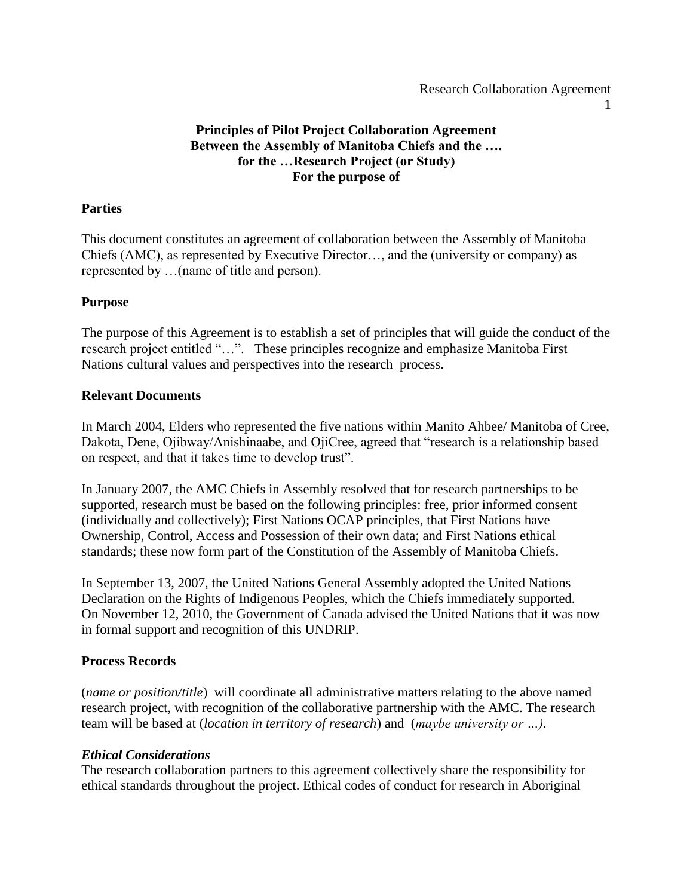**Principles of Pilot Project Collaboration Agreement**
**Between the Assembly of Manitoba Chiefs and the ….**
**for the …Research Project (or Study)**
**For the purpose of**

## Parties

This document constitutes an agreement of collaboration between the Assembly of Manitoba Chiefs (AMC), as represented by Executive Director…, and the (university or company) as represented by …(name of title and person).

## Purpose

The purpose of this Agreement is to establish a set of principles that will guide the conduct of the research project entitled "…". These principles recognize and emphasize Manitoba First Nations cultural values and perspectives into the research process.

## Relevant Documents

In March 2004, Elders who represented the five nations within Manito Ahbee/ Manitoba of Cree, Dakota, Dene, Ojibway/Anishinaabe, and OjiCree, agreed that "research is a relationship based on respect, and that it takes time to develop trust".

In January 2007, the AMC Chiefs in Assembly resolved that for research partnerships to be supported, research must be based on the following principles: free, prior informed consent (individually and collectively); First Nations OCAP principles, that First Nations have Ownership, Control, Access and Possession of their own data; and First Nations ethical standards; these now form part of the Constitution of the Assembly of Manitoba Chiefs.

In September 13, 2007, the United Nations General Assembly adopted the United Nations Declaration on the Rights of Indigenous Peoples, which the Chiefs immediately supported. On November 12, 2010, the Government of Canada advised the United Nations that it was now in formal support and recognition of this UNDRIP.

## Process Records

(*name or position/title*) will coordinate all administrative matters relating to the above named research project, with recognition of the collaborative partnership with the AMC. The research team will be based at (*location in territory of research*) and (*maybe university or …)*.

### *Ethical Considerations*

The research collaboration partners to this agreement collectively share the responsibility for ethical standards throughout the project. Ethical codes of conduct for research in Aboriginal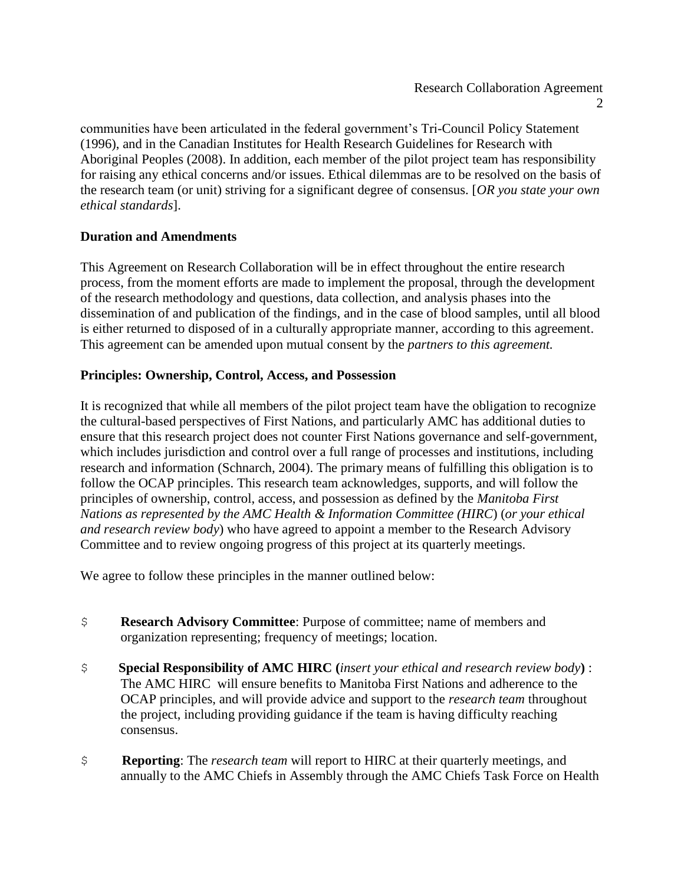communities have been articulated in the federal government's Tri-Council Policy Statement (1996), and in the Canadian Institutes for Health Research Guidelines for Research with Aboriginal Peoples (2008). In addition, each member of the pilot project team has responsibility for raising any ethical concerns and/or issues. Ethical dilemmas are to be resolved on the basis of the research team (or unit) striving for a significant degree of consensus. [*OR you state your own ethical standards*].

**Duration and Amendments**

This Agreement on Research Collaboration will be in effect throughout the entire research process, from the moment efforts are made to implement the proposal, through the development of the research methodology and questions, data collection, and analysis phases into the dissemination of and publication of the findings, and in the case of blood samples, until all blood is either returned to disposed of in a culturally appropriate manner, according to this agreement. This agreement can be amended upon mutual consent by the *partners to this agreement.*

**Principles: Ownership, Control, Access, and Possession**

It is recognized that while all members of the pilot project team have the obligation to recognize the cultural-based perspectives of First Nations, and particularly AMC has additional duties to ensure that this research project does not counter First Nations governance and self-government, which includes jurisdiction and control over a full range of processes and institutions, including research and information (Schnarch, 2004). The primary means of fulfilling this obligation is to follow the OCAP principles. This research team acknowledges, supports, and will follow the principles of ownership, control, access, and possession as defined by the *Manitoba First Nations as represented by the AMC Health & Information Committee (HIRC*) (*or your ethical and research review body*) who have agreed to appoint a member to the Research Advisory Committee and to review ongoing progress of this project at its quarterly meetings.

We agree to follow these principles in the manner outlined below:

- **Research Advisory Committee**: Purpose of committee; name of members and organization representing; frequency of meetings; location.
- **Special Responsibility of AMC HIRC (***insert your ethical and research review body***)** : The AMC HIRC will ensure benefits to Manitoba First Nations and adherence to the OCAP principles, and will provide advice and support to the *research team* throughout the project, including providing guidance if the team is having difficulty reaching consensus.
- **Reporting**: The *research team* will report to HIRC at their quarterly meetings, and annually to the AMC Chiefs in Assembly through the AMC Chiefs Task Force on Health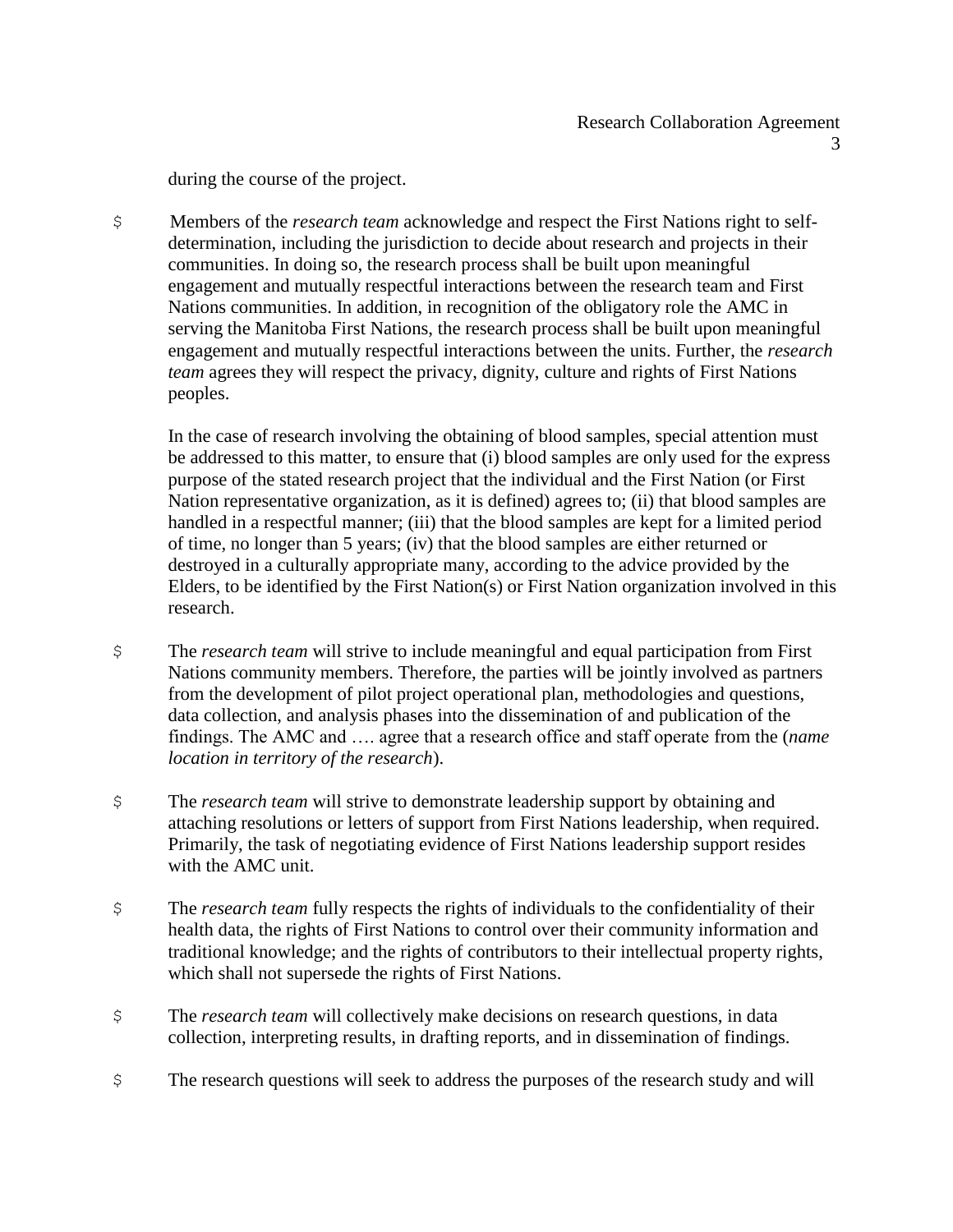during the course of the project.

- Members of the *research team* acknowledge and respect the First Nations right to self-determination, including the jurisdiction to decide about research and projects in their communities. In doing so, the research process shall be built upon meaningful engagement and mutually respectful interactions between the research team and First Nations communities. In addition, in recognition of the obligatory role the AMC in serving the Manitoba First Nations, the research process shall be built upon meaningful engagement and mutually respectful interactions between the units. Further, the *research team* agrees they will respect the privacy, dignity, culture and rights of First Nations peoples.

  In the case of research involving the obtaining of blood samples, special attention must be addressed to this matter, to ensure that (i) blood samples are only used for the express purpose of the stated research project that the individual and the First Nation (or First Nation representative organization, as it is defined) agrees to; (ii) that blood samples are handled in a respectful manner; (iii) that the blood samples are kept for a limited period of time, no longer than 5 years; (iv) that the blood samples are either returned or destroyed in a culturally appropriate many, according to the advice provided by the Elders, to be identified by the First Nation(s) or First Nation organization involved in this research.

- The *research team* will strive to include meaningful and equal participation from First Nations community members. Therefore, the parties will be jointly involved as partners from the development of pilot project operational plan, methodologies and questions, data collection, and analysis phases into the dissemination of and publication of the findings. The AMC and …. agree that a research office and staff operate from the (*name location in territory of the research*).

- The *research team* will strive to demonstrate leadership support by obtaining and attaching resolutions or letters of support from First Nations leadership, when required. Primarily, the task of negotiating evidence of First Nations leadership support resides with the AMC unit.

- The *research team* fully respects the rights of individuals to the confidentiality of their health data, the rights of First Nations to control over their community information and traditional knowledge; and the rights of contributors to their intellectual property rights, which shall not supersede the rights of First Nations.

- The *research team* will collectively make decisions on research questions, in data collection, interpreting results, in drafting reports, and in dissemination of findings.

- The research questions will seek to address the purposes of the research study and will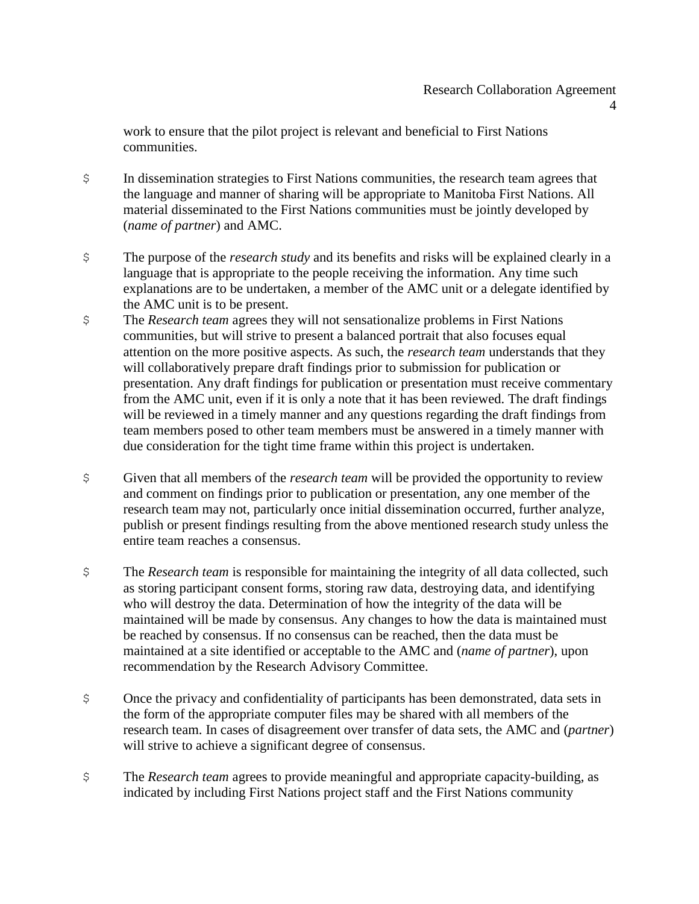work to ensure that the pilot project is relevant and beneficial to First Nations communities.

- In dissemination strategies to First Nations communities, the research team agrees that the language and manner of sharing will be appropriate to Manitoba First Nations. All material disseminated to the First Nations communities must be jointly developed by (*name of partner*) and AMC.

- The purpose of the *research study* and its benefits and risks will be explained clearly in a language that is appropriate to the people receiving the information. Any time such explanations are to be undertaken, a member of the AMC unit or a delegate identified by the AMC unit is to be present.
- The *Research team* agrees they will not sensationalize problems in First Nations communities, but will strive to present a balanced portrait that also focuses equal attention on the more positive aspects. As such, the *research team* understands that they will collaboratively prepare draft findings prior to submission for publication or presentation. Any draft findings for publication or presentation must receive commentary from the AMC unit, even if it is only a note that it has been reviewed. The draft findings will be reviewed in a timely manner and any questions regarding the draft findings from team members posed to other team members must be answered in a timely manner with due consideration for the tight time frame within this project is undertaken.

- Given that all members of the *research team* will be provided the opportunity to review and comment on findings prior to publication or presentation, any one member of the research team may not, particularly once initial dissemination occurred, further analyze, publish or present findings resulting from the above mentioned research study unless the entire team reaches a consensus.

- The *Research team* is responsible for maintaining the integrity of all data collected, such as storing participant consent forms, storing raw data, destroying data, and identifying who will destroy the data. Determination of how the integrity of the data will be maintained will be made by consensus. Any changes to how the data is maintained must be reached by consensus. If no consensus can be reached, then the data must be maintained at a site identified or acceptable to the AMC and (*name of partner*), upon recommendation by the Research Advisory Committee.

- Once the privacy and confidentiality of participants has been demonstrated, data sets in the form of the appropriate computer files may be shared with all members of the research team. In cases of disagreement over transfer of data sets, the AMC and (*partner*) will strive to achieve a significant degree of consensus.

- The *Research team* agrees to provide meaningful and appropriate capacity-building, as indicated by including First Nations project staff and the First Nations community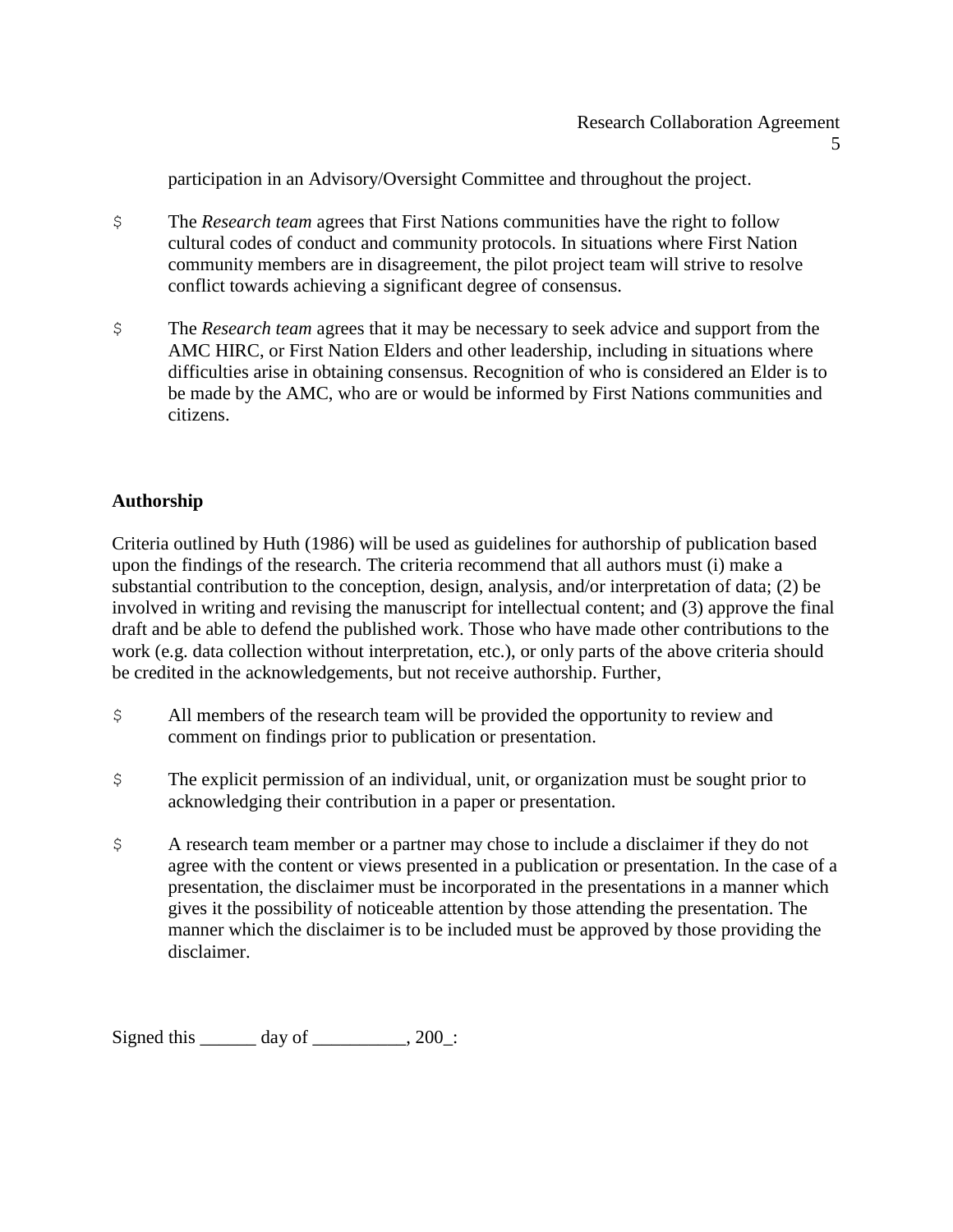participation in an Advisory/Oversight Committee and throughout the project.

- The *Research team* agrees that First Nations communities have the right to follow cultural codes of conduct and community protocols. In situations where First Nation community members are in disagreement, the pilot project team will strive to resolve conflict towards achieving a significant degree of consensus.

- The *Research team* agrees that it may be necessary to seek advice and support from the AMC HIRC, or First Nation Elders and other leadership, including in situations where difficulties arise in obtaining consensus. Recognition of who is considered an Elder is to be made by the AMC, who are or would be informed by First Nations communities and citizens.

**Authorship**

Criteria outlined by Huth (1986) will be used as guidelines for authorship of publication based upon the findings of the research. The criteria recommend that all authors must (i) make a substantial contribution to the conception, design, analysis, and/or interpretation of data; (2) be involved in writing and revising the manuscript for intellectual content; and (3) approve the final draft and be able to defend the published work. Those who have made other contributions to the work (e.g. data collection without interpretation, etc.), or only parts of the above criteria should be credited in the acknowledgements, but not receive authorship. Further,

- All members of the research team will be provided the opportunity to review and comment on findings prior to publication or presentation.

- The explicit permission of an individual, unit, or organization must be sought prior to acknowledging their contribution in a paper or presentation.

- A research team member or a partner may chose to include a disclaimer if they do not agree with the content or views presented in a publication or presentation. In the case of a presentation, the disclaimer must be incorporated in the presentations in a manner which gives it the possibility of noticeable attention by those attending the presentation. The manner which the disclaimer is to be included must be approved by those providing the disclaimer.

Signed this ______ day of __________, 200_: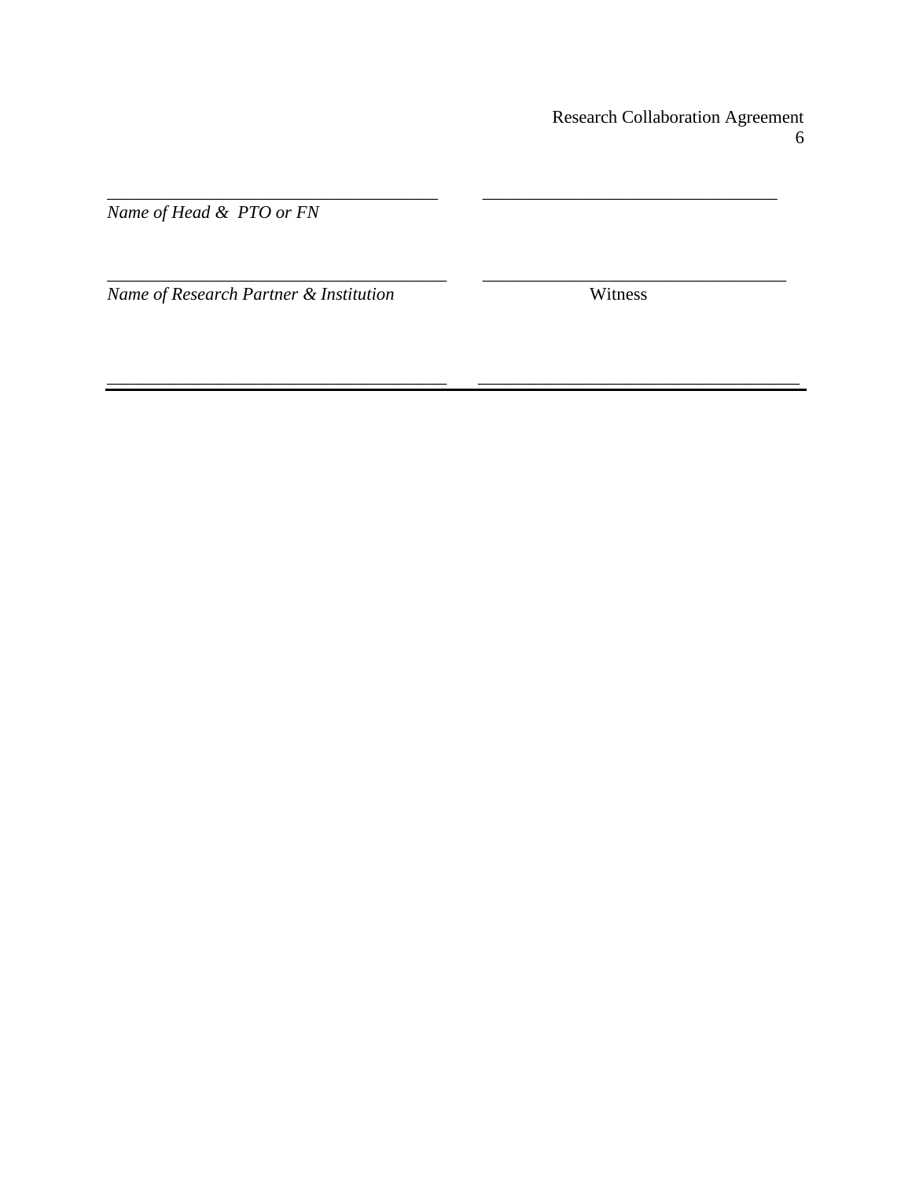_____________________________________ _________________________________
*Name of Head &  PTO or FN*

______________________________________ __________________________________
*Name of Research Partner & Institution* Witness

______________________________________ ___________________________________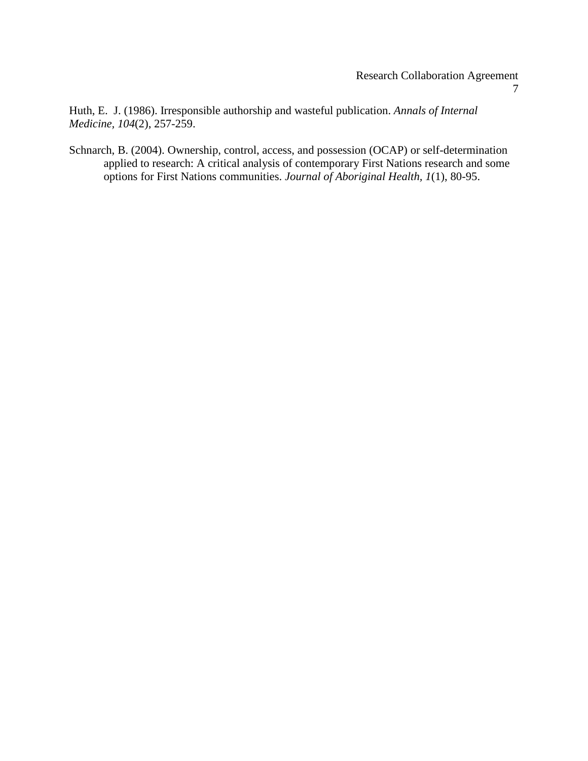Huth, E. J. (1986). Irresponsible authorship and wasteful publication. *Annals of Internal Medicine, 104*(2), 257-259.

Schnarch, B. (2004). Ownership, control, access, and possession (OCAP) or self-determination applied to research: A critical analysis of contemporary First Nations research and some options for First Nations communities. *Journal of Aboriginal Health, 1*(1), 80-95.